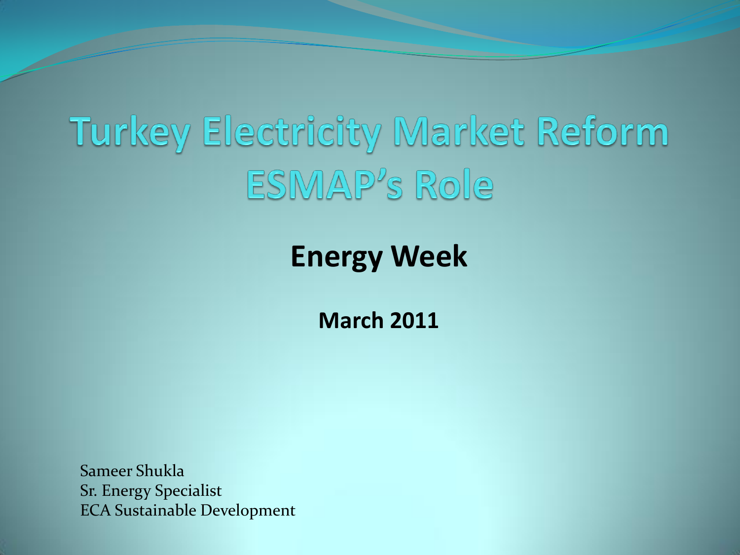# Turkey Electricity Market Reform ESMAP's Role

## Energy Week

**March 2011**

Sameer Shukla
Sr. Energy Specialist
ECA Sustainable Development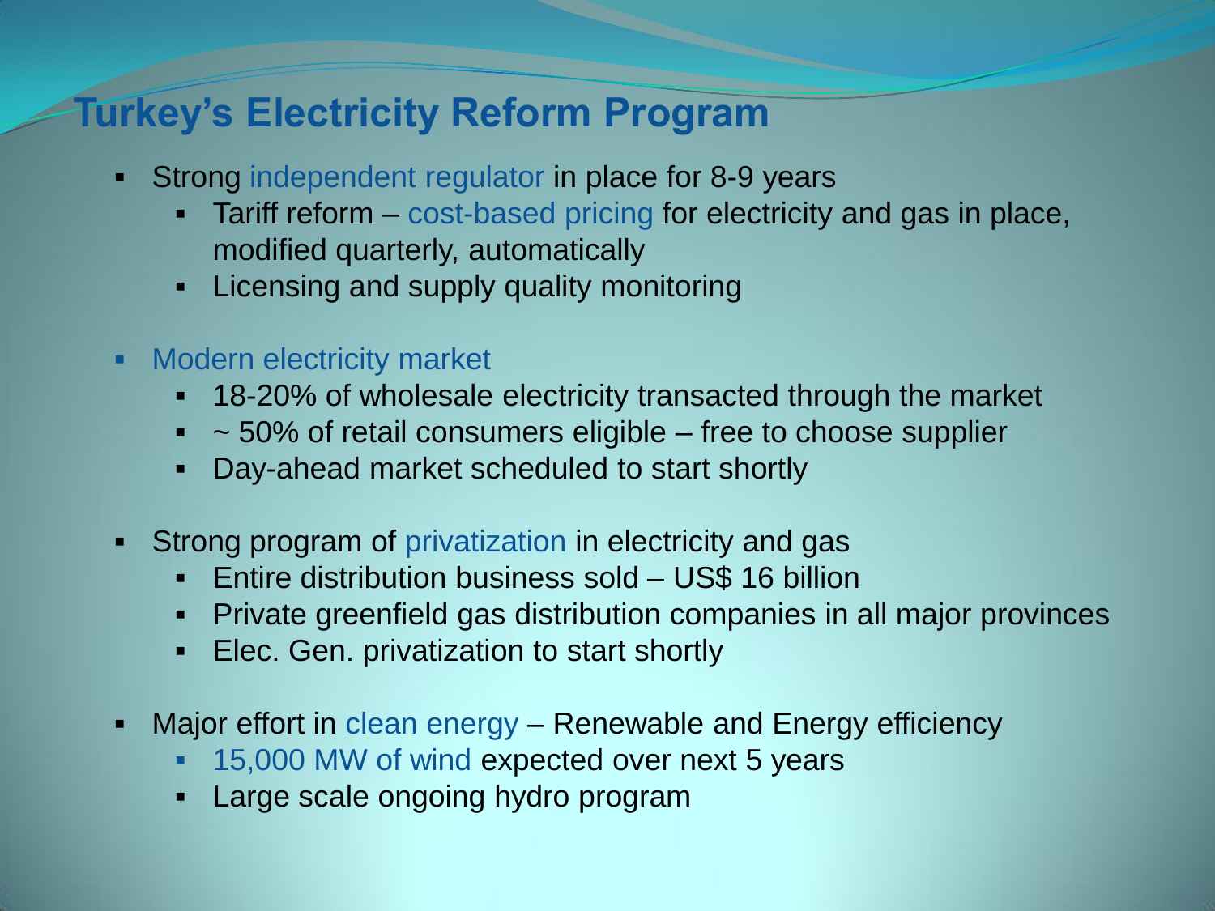# Turkey's Electricity Reform Program

- Strong independent regulator in place for 8-9 years
  - Tariff reform – cost-based pricing for electricity and gas in place, modified quarterly, automatically
  - Licensing and supply quality monitoring

- Modern electricity market
  - 18-20% of wholesale electricity transacted through the market
  - ~ 50% of retail consumers eligible – free to choose supplier
  - Day-ahead market scheduled to start shortly

- Strong program of privatization in electricity and gas
  - Entire distribution business sold – US$ 16 billion
  - Private greenfield gas distribution companies in all major provinces
  - Elec. Gen. privatization to start shortly

- Major effort in clean energy – Renewable and Energy efficiency
  - 15,000 MW of wind expected over next 5 years
  - Large scale ongoing hydro program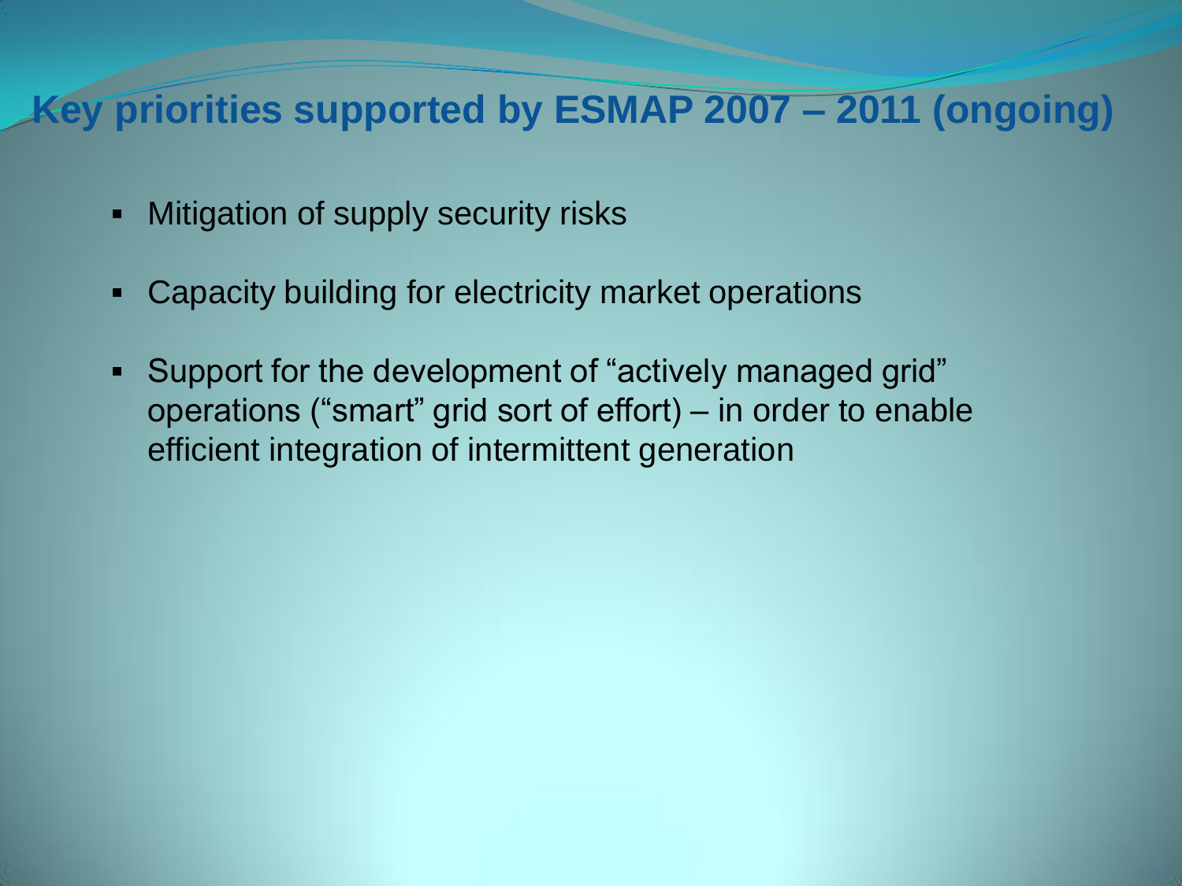## Key priorities supported by ESMAP 2007 – 2011 (ongoing)

- Mitigation of supply security risks
- Capacity building for electricity market operations
- Support for the development of "actively managed grid" operations ("smart" grid sort of effort) – in order to enable efficient integration of intermittent generation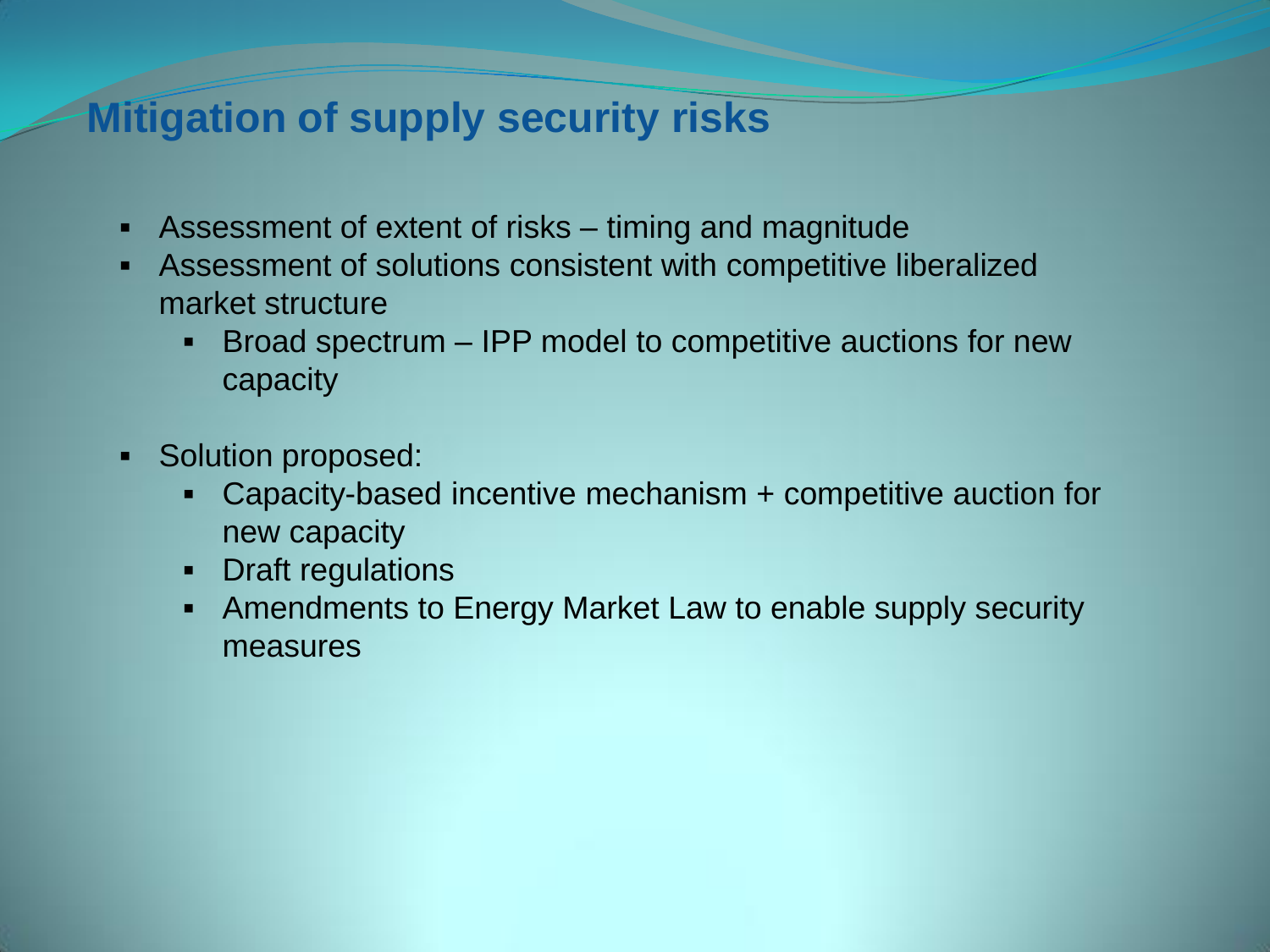## Mitigation of supply security risks

- Assessment of extent of risks – timing and magnitude
- Assessment of solutions consistent with competitive liberalized market structure
  - Broad spectrum – IPP model to competitive auctions for new capacity

- Solution proposed:
  - Capacity-based incentive mechanism + competitive auction for new capacity
  - Draft regulations
  - Amendments to Energy Market Law to enable supply security measures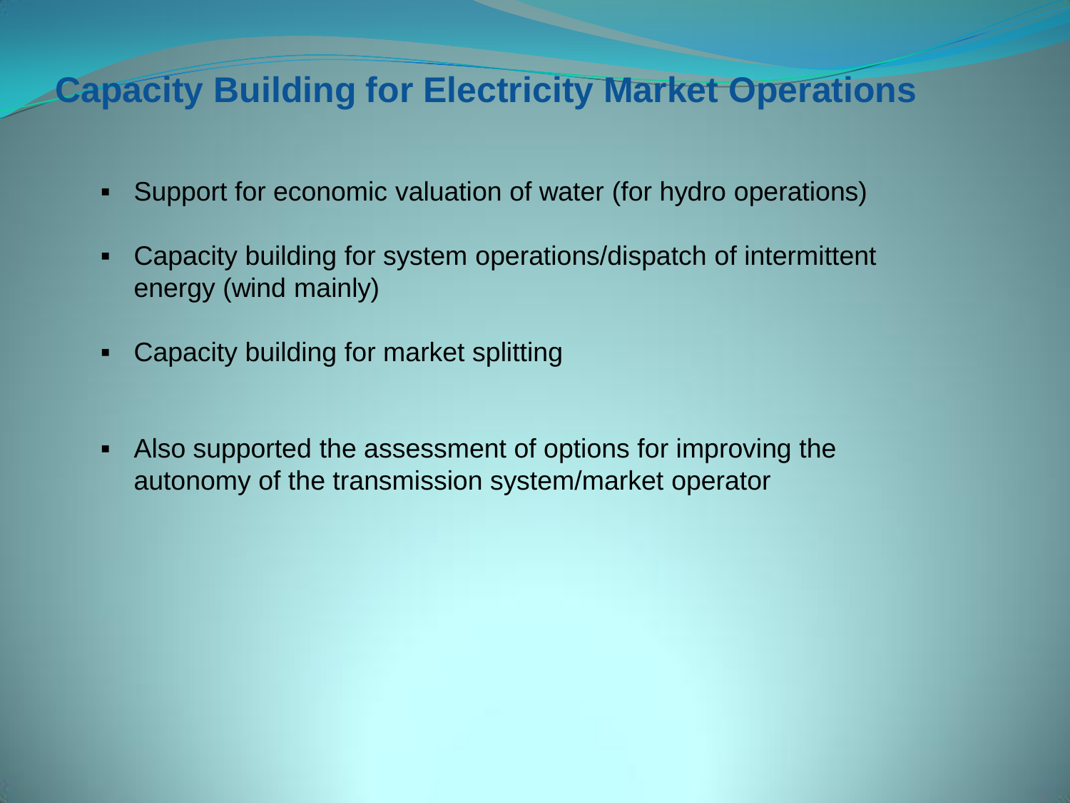# Capacity Building for Electricity Market Operations

- Support for economic valuation of water (for hydro operations)
- Capacity building for system operations/dispatch of intermittent energy (wind mainly)
- Capacity building for market splitting
- Also supported the assessment of options for improving the autonomy of the transmission system/market operator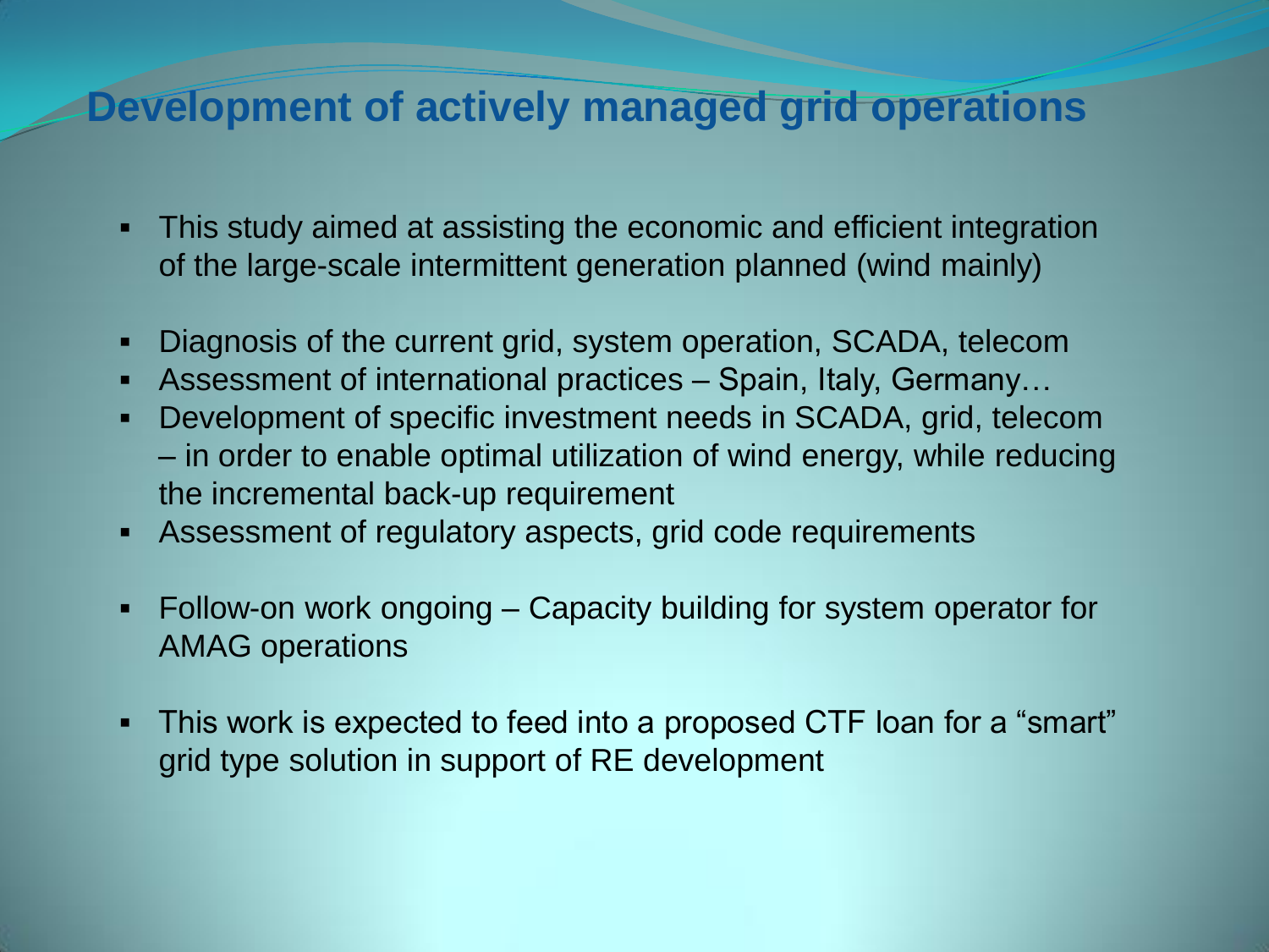# Development of actively managed grid operations

- This study aimed at assisting the economic and efficient integration of the large-scale intermittent generation planned (wind mainly)

- Diagnosis of the current grid, system operation, SCADA, telecom
- Assessment of international practices – Spain, Italy, Germany…
- Development of specific investment needs in SCADA, grid, telecom – in order to enable optimal utilization of wind energy, while reducing the incremental back-up requirement
- Assessment of regulatory aspects, grid code requirements

- Follow-on work ongoing – Capacity building for system operator for AMAG operations

- This work is expected to feed into a proposed CTF loan for a "smart" grid type solution in support of RE development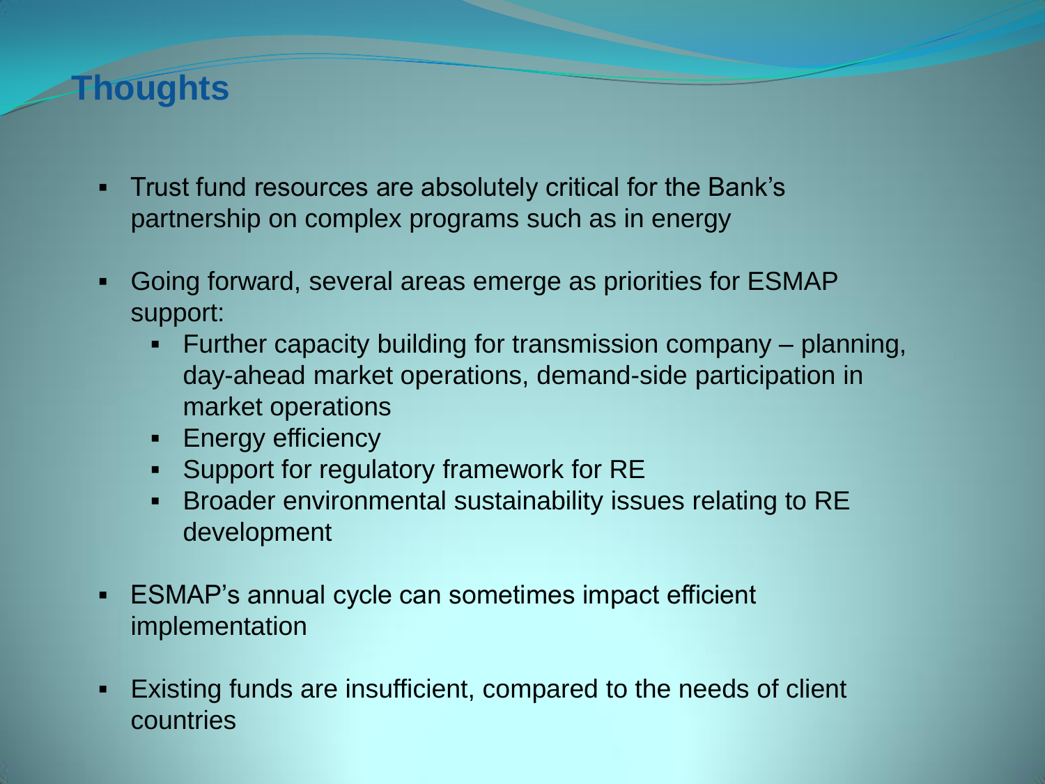# Thoughts

- Trust fund resources are absolutely critical for the Bank's partnership on complex programs such as in energy
- Going forward, several areas emerge as priorities for ESMAP support:
  - Further capacity building for transmission company – planning, day-ahead market operations, demand-side participation in market operations
  - Energy efficiency
  - Support for regulatory framework for RE
  - Broader environmental sustainability issues relating to RE development
- ESMAP's annual cycle can sometimes impact efficient implementation
- Existing funds are insufficient, compared to the needs of client countries